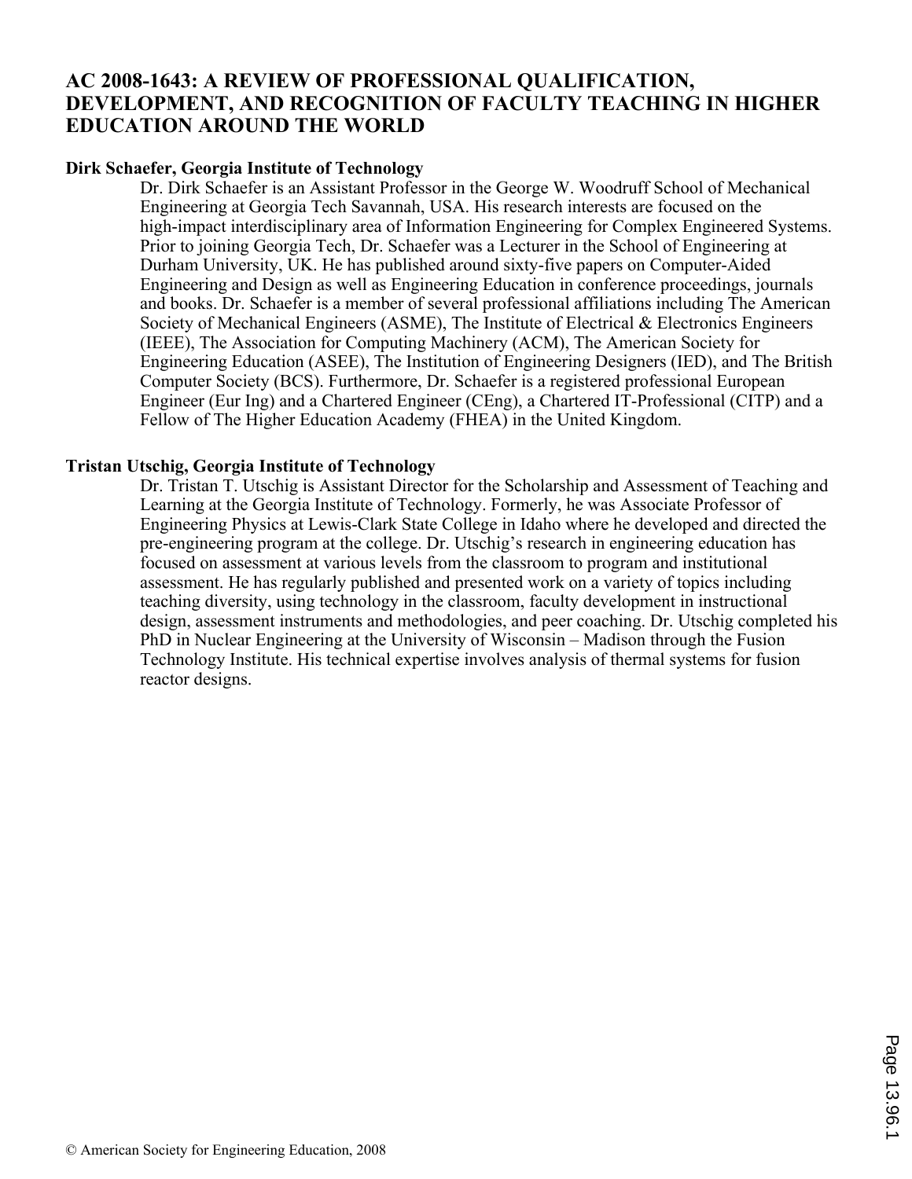# AC 2008-1643: A REVIEW OF PROFESSIONAL QUALIFICATION, DEVELOPMENT, AND RECOGNITION OF FACULTY TEACHING IN HIGHER EDUCATION AROUND THE WORLD

**Dirk Schaefer, Georgia Institute of Technology**

Dr. Dirk Schaefer is an Assistant Professor in the George W. Woodruff School of Mechanical Engineering at Georgia Tech Savannah, USA. His research interests are focused on the high-impact interdisciplinary area of Information Engineering for Complex Engineered Systems. Prior to joining Georgia Tech, Dr. Schaefer was a Lecturer in the School of Engineering at Durham University, UK. He has published around sixty-five papers on Computer-Aided Engineering and Design as well as Engineering Education in conference proceedings, journals and books. Dr. Schaefer is a member of several professional affiliations including The American Society of Mechanical Engineers (ASME), The Institute of Electrical & Electronics Engineers (IEEE), The Association for Computing Machinery (ACM), The American Society for Engineering Education (ASEE), The Institution of Engineering Designers (IED), and The British Computer Society (BCS). Furthermore, Dr. Schaefer is a registered professional European Engineer (Eur Ing) and a Chartered Engineer (CEng), a Chartered IT-Professional (CITP) and a Fellow of The Higher Education Academy (FHEA) in the United Kingdom.

**Tristan Utschig, Georgia Institute of Technology**

Dr. Tristan T. Utschig is Assistant Director for the Scholarship and Assessment of Teaching and Learning at the Georgia Institute of Technology. Formerly, he was Associate Professor of Engineering Physics at Lewis-Clark State College in Idaho where he developed and directed the pre-engineering program at the college. Dr. Utschig's research in engineering education has focused on assessment at various levels from the classroom to program and institutional assessment. He has regularly published and presented work on a variety of topics including teaching diversity, using technology in the classroom, faculty development in instructional design, assessment instruments and methodologies, and peer coaching. Dr. Utschig completed his PhD in Nuclear Engineering at the University of Wisconsin – Madison through the Fusion Technology Institute. His technical expertise involves analysis of thermal systems for fusion reactor designs.

© American Society for Engineering Education, 2008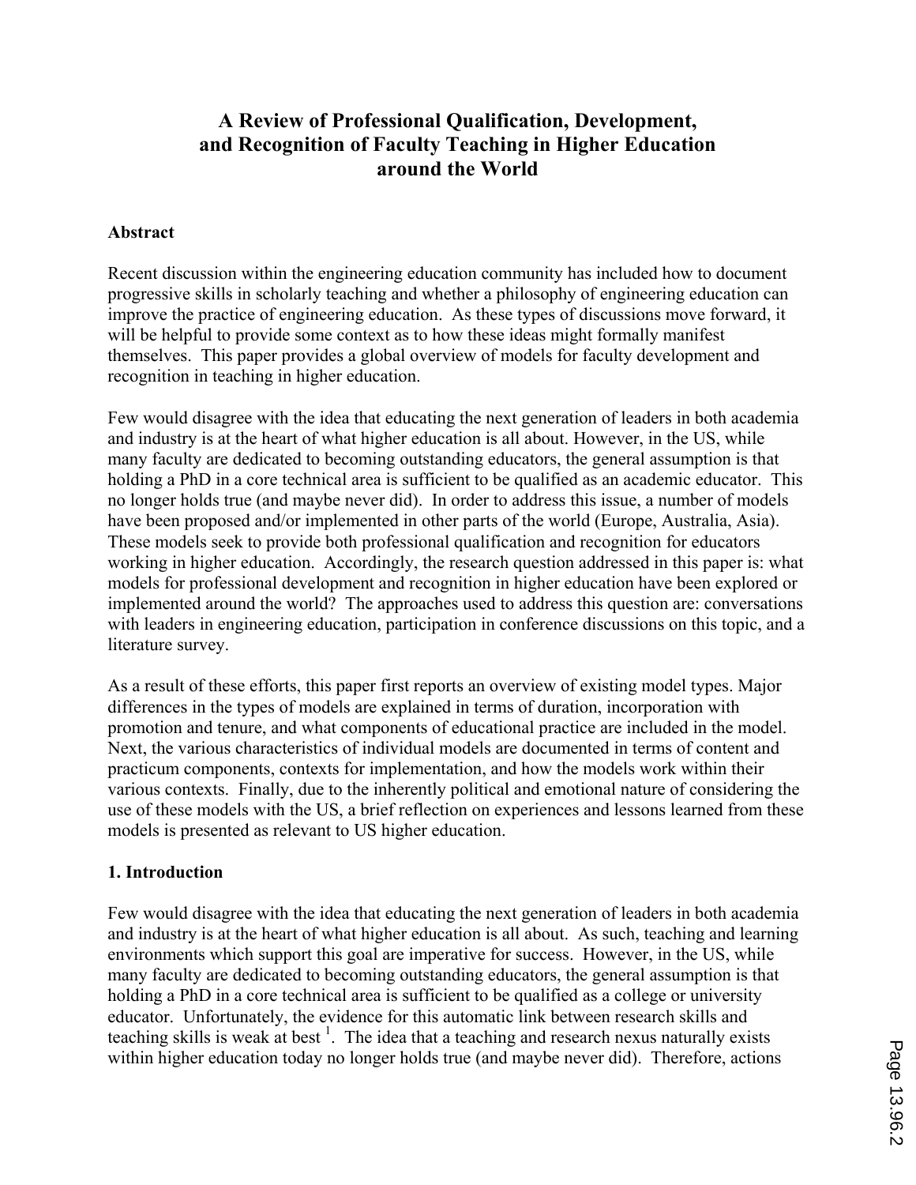# A Review of Professional Qualification, Development, and Recognition of Faculty Teaching in Higher Education around the World

## Abstract

Recent discussion within the engineering education community has included how to document progressive skills in scholarly teaching and whether a philosophy of engineering education can improve the practice of engineering education. As these types of discussions move forward, it will be helpful to provide some context as to how these ideas might formally manifest themselves. This paper provides a global overview of models for faculty development and recognition in teaching in higher education.

Few would disagree with the idea that educating the next generation of leaders in both academia and industry is at the heart of what higher education is all about. However, in the US, while many faculty are dedicated to becoming outstanding educators, the general assumption is that holding a PhD in a core technical area is sufficient to be qualified as an academic educator. This no longer holds true (and maybe never did). In order to address this issue, a number of models have been proposed and/or implemented in other parts of the world (Europe, Australia, Asia). These models seek to provide both professional qualification and recognition for educators working in higher education. Accordingly, the research question addressed in this paper is: what models for professional development and recognition in higher education have been explored or implemented around the world? The approaches used to address this question are: conversations with leaders in engineering education, participation in conference discussions on this topic, and a literature survey.

As a result of these efforts, this paper first reports an overview of existing model types. Major differences in the types of models are explained in terms of duration, incorporation with promotion and tenure, and what components of educational practice are included in the model. Next, the various characteristics of individual models are documented in terms of content and practicum components, contexts for implementation, and how the models work within their various contexts. Finally, due to the inherently political and emotional nature of considering the use of these models with the US, a brief reflection on experiences and lessons learned from these models is presented as relevant to US higher education.

## 1. Introduction

Few would disagree with the idea that educating the next generation of leaders in both academia and industry is at the heart of what higher education is all about. As such, teaching and learning environments which support this goal are imperative for success. However, in the US, while many faculty are dedicated to becoming outstanding educators, the general assumption is that holding a PhD in a core technical area is sufficient to be qualified as a college or university educator. Unfortunately, the evidence for this automatic link between research skills and teaching skills is weak at best [1]. The idea that a teaching and research nexus naturally exists within higher education today no longer holds true (and maybe never did). Therefore, actions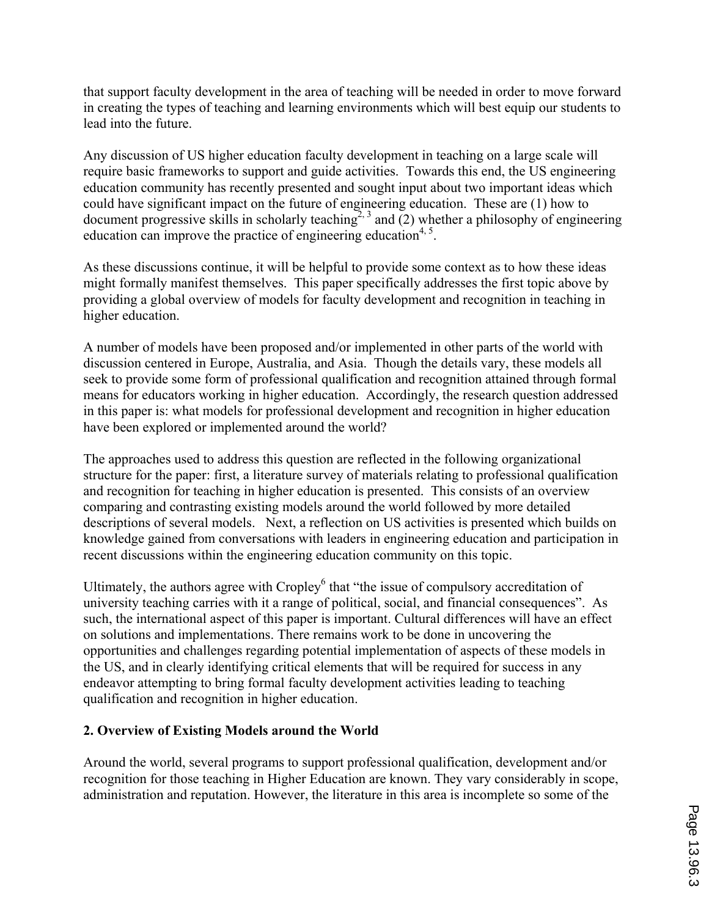that support faculty development in the area of teaching will be needed in order to move forward in creating the types of teaching and learning environments which will best equip our students to lead into the future.

Any discussion of US higher education faculty development in teaching on a large scale will require basic frameworks to support and guide activities. Towards this end, the US engineering education community has recently presented and sought input about two important ideas which could have significant impact on the future of engineering education. These are (1) how to document progressive skills in scholarly teaching[2, 3] and (2) whether a philosophy of engineering education can improve the practice of engineering education[4, 5].

As these discussions continue, it will be helpful to provide some context as to how these ideas might formally manifest themselves. This paper specifically addresses the first topic above by providing a global overview of models for faculty development and recognition in teaching in higher education.

A number of models have been proposed and/or implemented in other parts of the world with discussion centered in Europe, Australia, and Asia. Though the details vary, these models all seek to provide some form of professional qualification and recognition attained through formal means for educators working in higher education. Accordingly, the research question addressed in this paper is: what models for professional development and recognition in higher education have been explored or implemented around the world?

The approaches used to address this question are reflected in the following organizational structure for the paper: first, a literature survey of materials relating to professional qualification and recognition for teaching in higher education is presented. This consists of an overview comparing and contrasting existing models around the world followed by more detailed descriptions of several models. Next, a reflection on US activities is presented which builds on knowledge gained from conversations with leaders in engineering education and participation in recent discussions within the engineering education community on this topic.

Ultimately, the authors agree with Cropley[6] that "the issue of compulsory accreditation of university teaching carries with it a range of political, social, and financial consequences". As such, the international aspect of this paper is important. Cultural differences will have an effect on solutions and implementations. There remains work to be done in uncovering the opportunities and challenges regarding potential implementation of aspects of these models in the US, and in clearly identifying critical elements that will be required for success in any endeavor attempting to bring formal faculty development activities leading to teaching qualification and recognition in higher education.

## 2. Overview of Existing Models around the World

Around the world, several programs to support professional qualification, development and/or recognition for those teaching in Higher Education are known. They vary considerably in scope, administration and reputation. However, the literature in this area is incomplete so some of the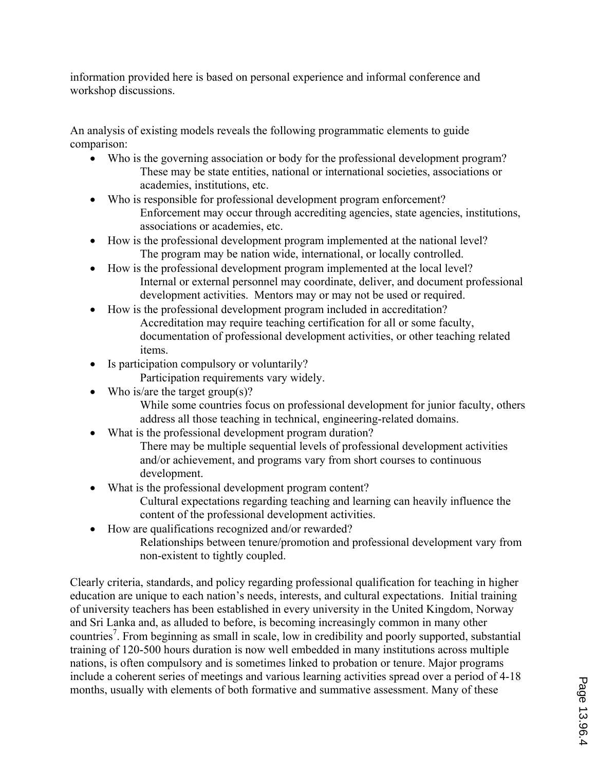information provided here is based on personal experience and informal conference and workshop discussions.

An analysis of existing models reveals the following programmatic elements to guide comparison:

- Who is the governing association or body for the professional development program?
  These may be state entities, national or international societies, associations or academies, institutions, etc.
- Who is responsible for professional development program enforcement?
  Enforcement may occur through accrediting agencies, state agencies, institutions, associations or academies, etc.
- How is the professional development program implemented at the national level?
  The program may be nation wide, international, or locally controlled.
- How is the professional development program implemented at the local level?
  Internal or external personnel may coordinate, deliver, and document professional development activities. Mentors may or may not be used or required.
- How is the professional development program included in accreditation?
  Accreditation may require teaching certification for all or some faculty, documentation of professional development activities, or other teaching related items.
- Is participation compulsory or voluntarily?
  Participation requirements vary widely.
- Who is/are the target group(s)?
  While some countries focus on professional development for junior faculty, others address all those teaching in technical, engineering-related domains.
- What is the professional development program duration?
  There may be multiple sequential levels of professional development activities and/or achievement, and programs vary from short courses to continuous development.
- What is the professional development program content?
  Cultural expectations regarding teaching and learning can heavily influence the content of the professional development activities.
- How are qualifications recognized and/or rewarded?
  Relationships between tenure/promotion and professional development vary from non-existent to tightly coupled.

Clearly criteria, standards, and policy regarding professional qualification for teaching in higher education are unique to each nation's needs, interests, and cultural expectations. Initial training of university teachers has been established in every university in the United Kingdom, Norway and Sri Lanka and, as alluded to before, is becoming increasingly common in many other countries[7]. From beginning as small in scale, low in credibility and poorly supported, substantial training of 120-500 hours duration is now well embedded in many institutions across multiple nations, is often compulsory and is sometimes linked to probation or tenure. Major programs include a coherent series of meetings and various learning activities spread over a period of 4-18 months, usually with elements of both formative and summative assessment. Many of these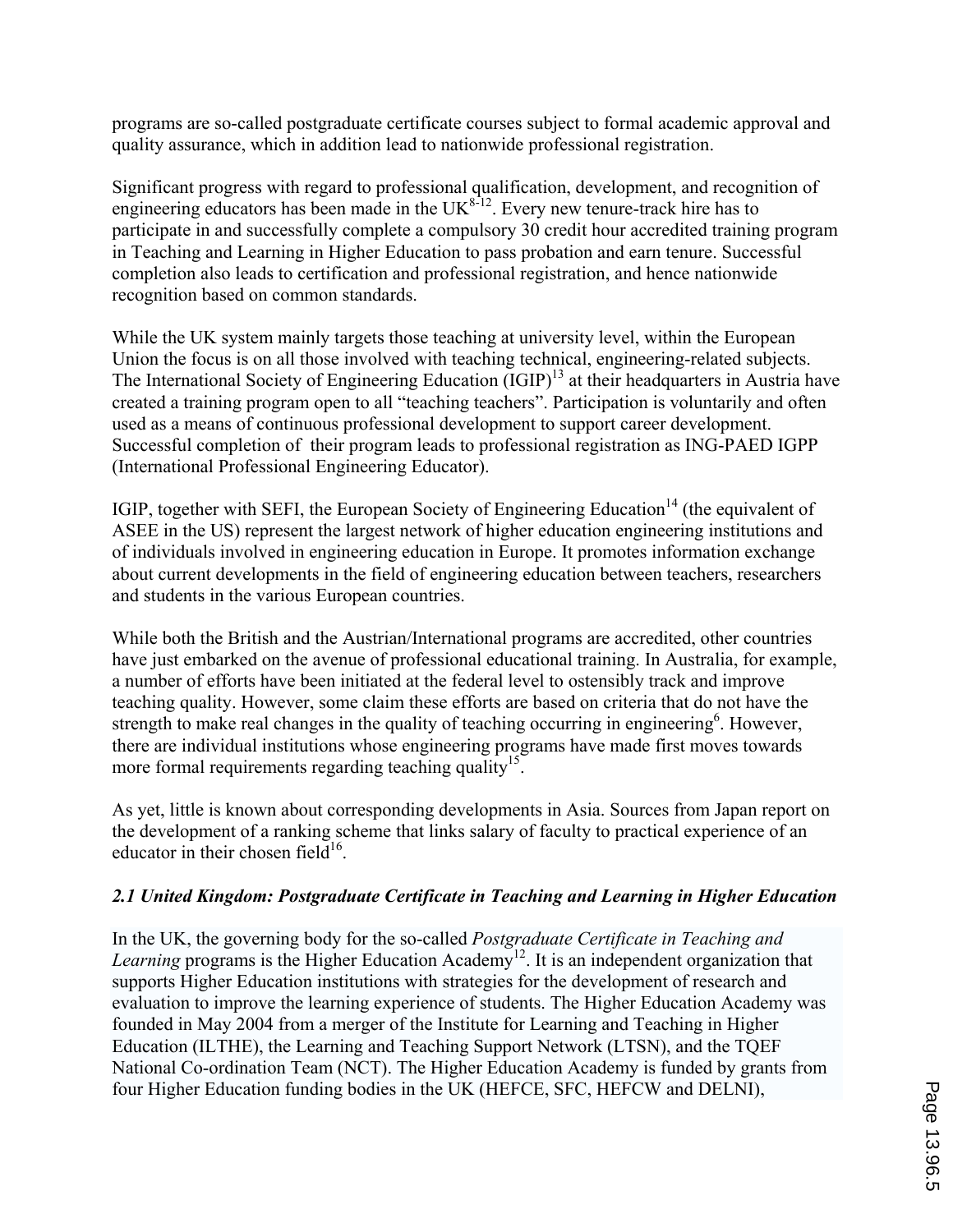programs are so-called postgraduate certificate courses subject to formal academic approval and quality assurance, which in addition lead to nationwide professional registration.

Significant progress with regard to professional qualification, development, and recognition of engineering educators has been made in the UK[8-12]. Every new tenure-track hire has to participate in and successfully complete a compulsory 30 credit hour accredited training program in Teaching and Learning in Higher Education to pass probation and earn tenure. Successful completion also leads to certification and professional registration, and hence nationwide recognition based on common standards.

While the UK system mainly targets those teaching at university level, within the European Union the focus is on all those involved with teaching technical, engineering-related subjects. The International Society of Engineering Education (IGIP)[13] at their headquarters in Austria have created a training program open to all "teaching teachers". Participation is voluntarily and often used as a means of continuous professional development to support career development. Successful completion of their program leads to professional registration as ING-PAED IGPP (International Professional Engineering Educator).

IGIP, together with SEFI, the European Society of Engineering Education[14] (the equivalent of ASEE in the US) represent the largest network of higher education engineering institutions and of individuals involved in engineering education in Europe. It promotes information exchange about current developments in the field of engineering education between teachers, researchers and students in the various European countries.

While both the British and the Austrian/International programs are accredited, other countries have just embarked on the avenue of professional educational training. In Australia, for example, a number of efforts have been initiated at the federal level to ostensibly track and improve teaching quality. However, some claim these efforts are based on criteria that do not have the strength to make real changes in the quality of teaching occurring in engineering[6]. However, there are individual institutions whose engineering programs have made first moves towards more formal requirements regarding teaching quality[15].

As yet, little is known about corresponding developments in Asia. Sources from Japan report on the development of a ranking scheme that links salary of faculty to practical experience of an educator in their chosen field[16].

### *2.1 United Kingdom: Postgraduate Certificate in Teaching and Learning in Higher Education*

In the UK, the governing body for the so-called *Postgraduate Certificate in Teaching and Learning* programs is the Higher Education Academy[12]. It is an independent organization that supports Higher Education institutions with strategies for the development of research and evaluation to improve the learning experience of students. The Higher Education Academy was founded in May 2004 from a merger of the Institute for Learning and Teaching in Higher Education (ILTHE), the Learning and Teaching Support Network (LTSN), and the TQEF National Co-ordination Team (NCT). The Higher Education Academy is funded by grants from four Higher Education funding bodies in the UK (HEFCE, SFC, HEFCW and DELNI),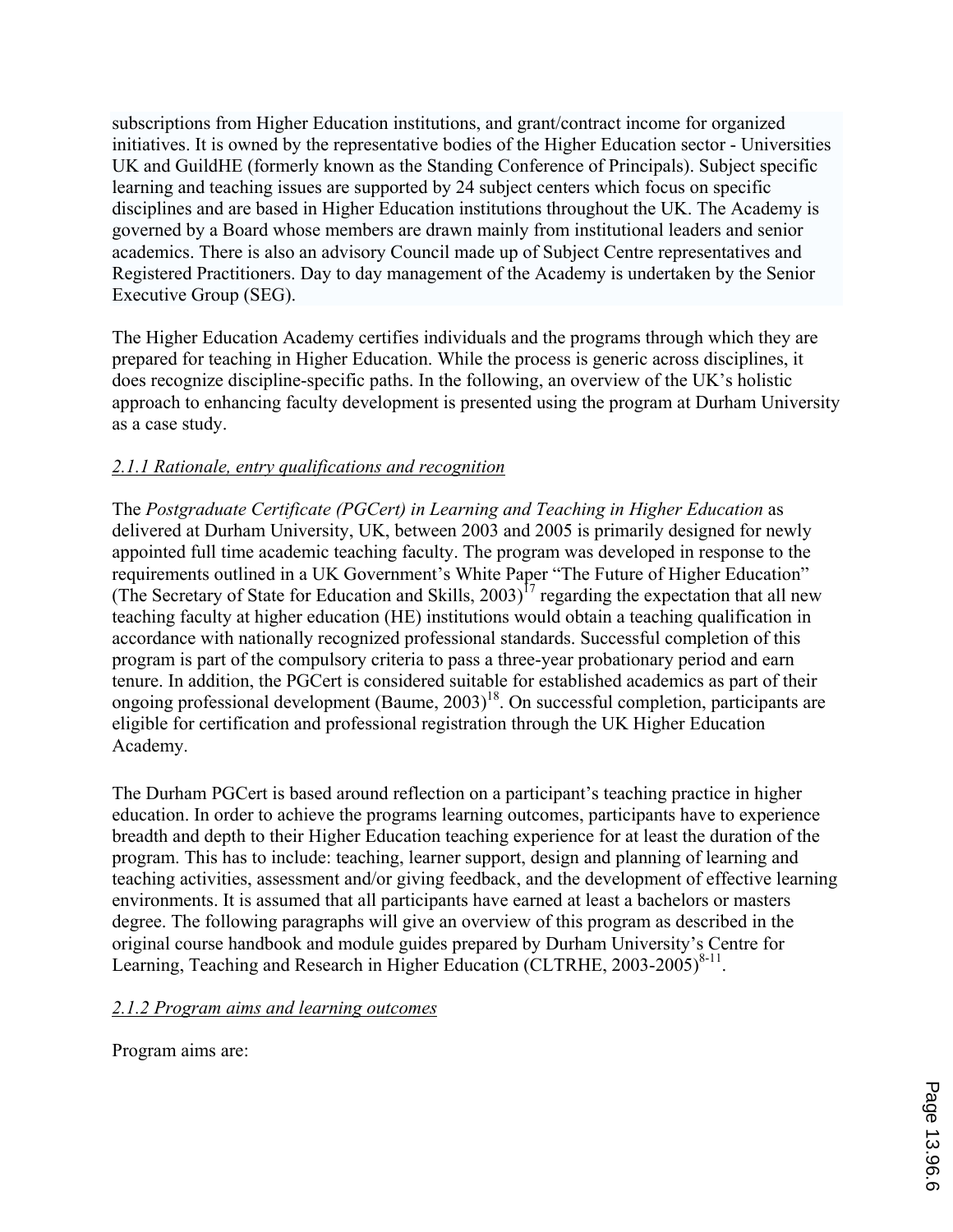subscriptions from Higher Education institutions, and grant/contract income for organized initiatives. It is owned by the representative bodies of the Higher Education sector - Universities UK and GuildHE (formerly known as the Standing Conference of Principals). Subject specific learning and teaching issues are supported by 24 subject centers which focus on specific disciplines and are based in Higher Education institutions throughout the UK. The Academy is governed by a Board whose members are drawn mainly from institutional leaders and senior academics. There is also an advisory Council made up of Subject Centre representatives and Registered Practitioners. Day to day management of the Academy is undertaken by the Senior Executive Group (SEG).

The Higher Education Academy certifies individuals and the programs through which they are prepared for teaching in Higher Education. While the process is generic across disciplines, it does recognize discipline-specific paths. In the following, an overview of the UK's holistic approach to enhancing faculty development is presented using the program at Durham University as a case study.

### *2.1.1 Rationale, entry qualifications and recognition*

The *Postgraduate Certificate (PGCert) in Learning and Teaching in Higher Education* as delivered at Durham University, UK, between 2003 and 2005 is primarily designed for newly appointed full time academic teaching faculty. The program was developed in response to the requirements outlined in a UK Government's White Paper "The Future of Higher Education" (The Secretary of State for Education and Skills, 2003)[17] regarding the expectation that all new teaching faculty at higher education (HE) institutions would obtain a teaching qualification in accordance with nationally recognized professional standards. Successful completion of this program is part of the compulsory criteria to pass a three-year probationary period and earn tenure. In addition, the PGCert is considered suitable for established academics as part of their ongoing professional development (Baume, 2003)[18]. On successful completion, participants are eligible for certification and professional registration through the UK Higher Education Academy.

The Durham PGCert is based around reflection on a participant's teaching practice in higher education. In order to achieve the programs learning outcomes, participants have to experience breadth and depth to their Higher Education teaching experience for at least the duration of the program. This has to include: teaching, learner support, design and planning of learning and teaching activities, assessment and/or giving feedback, and the development of effective learning environments. It is assumed that all participants have earned at least a bachelors or masters degree. The following paragraphs will give an overview of this program as described in the original course handbook and module guides prepared by Durham University's Centre for Learning, Teaching and Research in Higher Education (CLTRHE, 2003-2005)[8-11].

### *2.1.2 Program aims and learning outcomes*

Program aims are: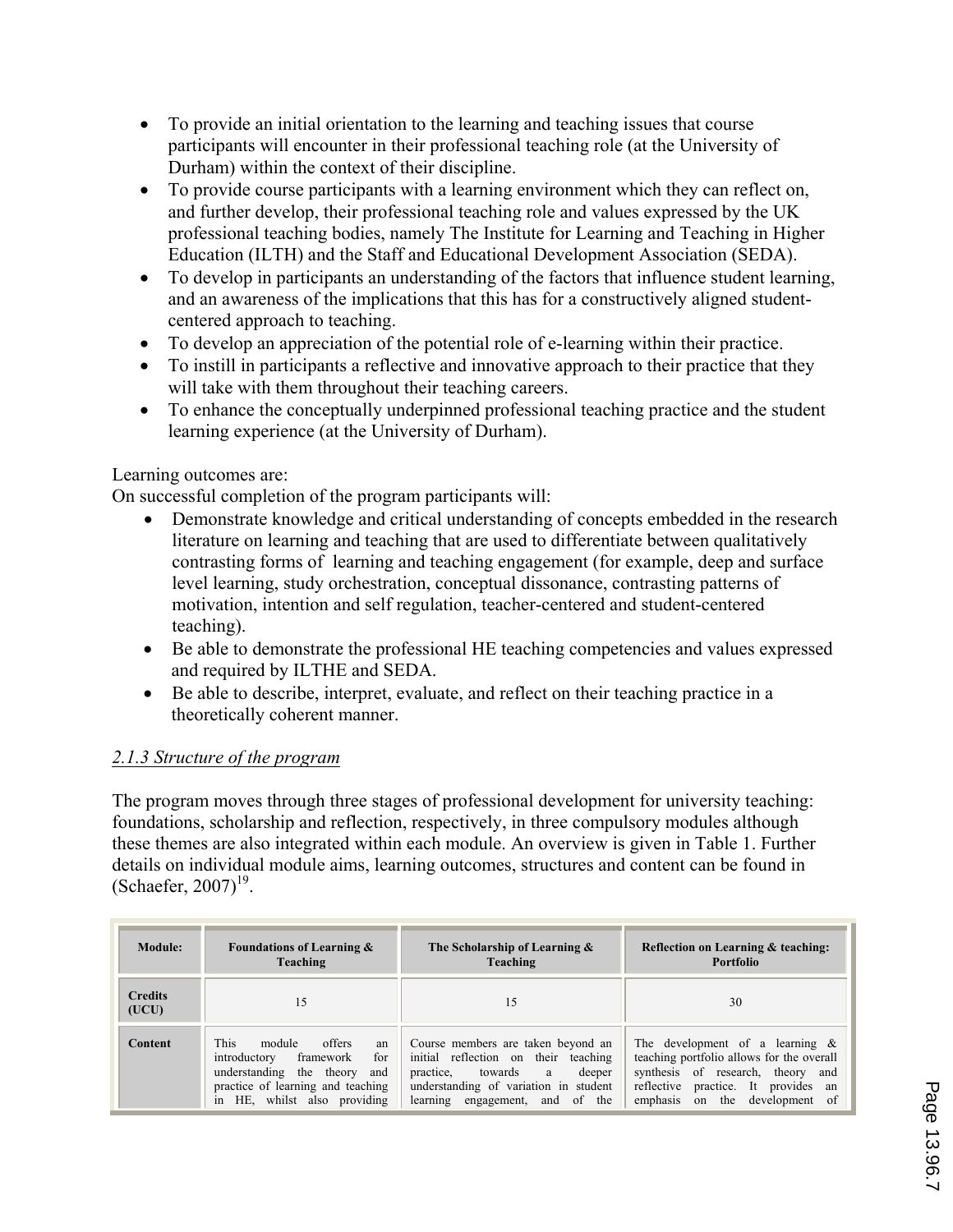- To provide an initial orientation to the learning and teaching issues that course participants will encounter in their professional teaching role (at the University of Durham) within the context of their discipline.
- To provide course participants with a learning environment which they can reflect on, and further develop, their professional teaching role and values expressed by the UK professional teaching bodies, namely The Institute for Learning and Teaching in Higher Education (ILTH) and the Staff and Educational Development Association (SEDA).
- To develop in participants an understanding of the factors that influence student learning, and an awareness of the implications that this has for a constructively aligned student-centered approach to teaching.
- To develop an appreciation of the potential role of e-learning within their practice.
- To instill in participants a reflective and innovative approach to their practice that they will take with them throughout their teaching careers.
- To enhance the conceptually underpinned professional teaching practice and the student learning experience (at the University of Durham).

Learning outcomes are:
On successful completion of the program participants will:

- Demonstrate knowledge and critical understanding of concepts embedded in the research literature on learning and teaching that are used to differentiate between qualitatively contrasting forms of learning and teaching engagement (for example, deep and surface level learning, study orchestration, conceptual dissonance, contrasting patterns of motivation, intention and self regulation, teacher-centered and student-centered teaching).
- Be able to demonstrate the professional HE teaching competencies and values expressed and required by ILTHE and SEDA.
- Be able to describe, interpret, evaluate, and reflect on their teaching practice in a theoretically coherent manner.

### *2.1.3 Structure of the program*

The program moves through three stages of professional development for university teaching: foundations, scholarship and reflection, respectively, in three compulsory modules although these themes are also integrated within each module. An overview is given in Table 1. Further details on individual module aims, learning outcomes, structures and content can be found in (Schaefer, 2007)[19].

| **Module:** | **Foundations of Learning & Teaching** | **The Scholarship of Learning & Teaching** | **Reflection on Learning & teaching: Portfolio** |
|---|---|---|---|
| **Credits (UCU)** | 15 | 15 | 30 |
| **Content** | This module offers an introductory framework for understanding the theory and practice of learning and teaching in HE, whilst also providing | Course members are taken beyond an initial reflection on their teaching practice, towards a deeper understanding of variation in student learning engagement, and of the | The development of a learning & teaching portfolio allows for the overall synthesis of research, theory and reflective practice. It provides an emphasis on the development of |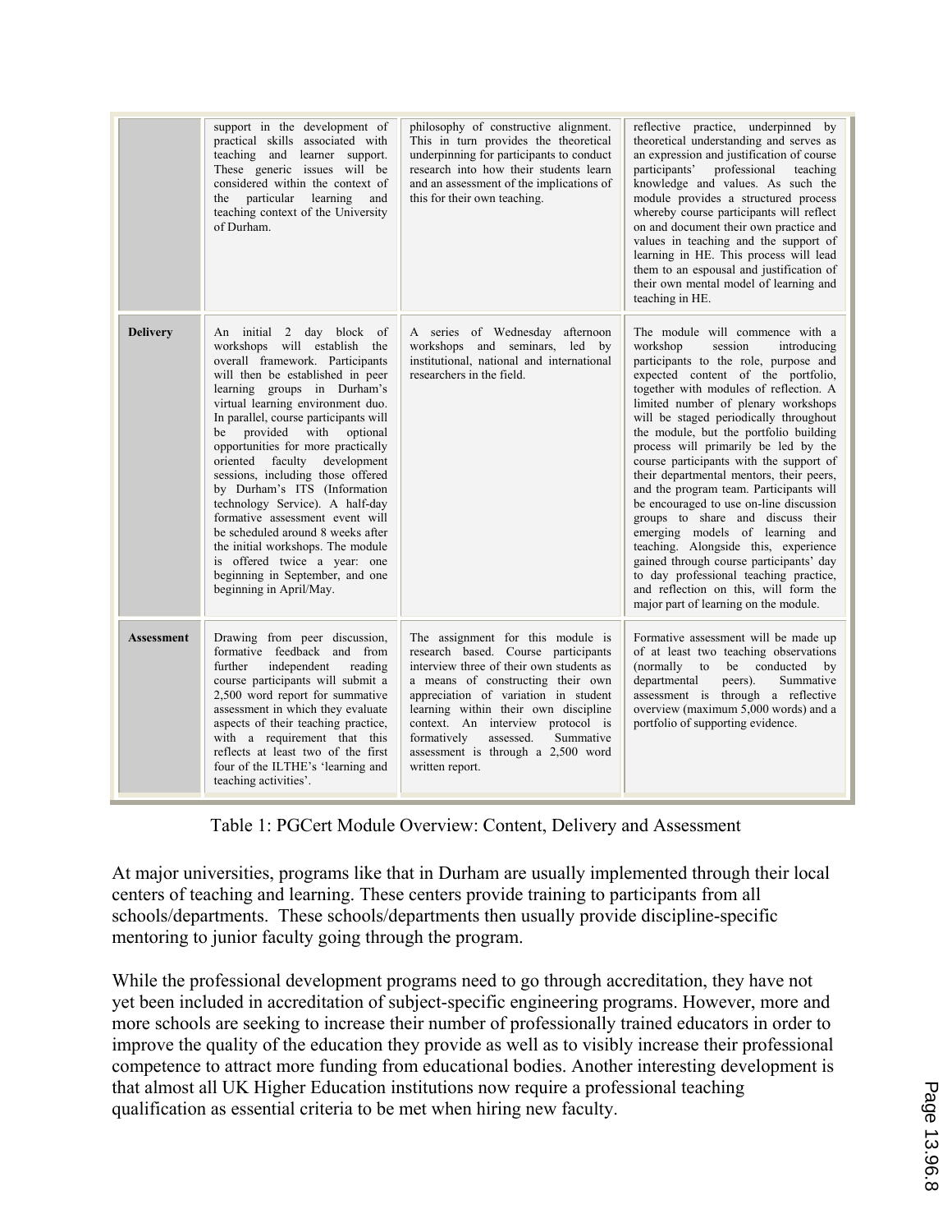| | | | |
|---|---|---|---|
| | support in the development of practical skills associated with teaching and learner support. These generic issues will be considered within the context of the particular learning and teaching context of the University of Durham. | philosophy of constructive alignment. This in turn provides the theoretical underpinning for participants to conduct research into how their students learn and an assessment of the implications of this for their own teaching. | reflective practice, underpinned by theoretical understanding and serves as an expression and justification of course participants' professional teaching knowledge and values. As such the module provides a structured process whereby course participants will reflect on and document their own practice and values in teaching and the support of learning in HE. This process will lead them to an espousal and justification of their own mental model of learning and teaching in HE. |
| **Delivery** | An initial 2 day block of workshops will establish the overall framework. Participants will then be established in peer learning groups in Durham's virtual learning environment duo. In parallel, course participants will be provided with optional opportunities for more practically oriented faculty development sessions, including those offered by Durham's ITS (Information technology Service). A half-day formative assessment event will be scheduled around 8 weeks after the initial workshops. The module is offered twice a year: one beginning in September, and one beginning in April/May. | A series of Wednesday afternoon workshops and seminars, led by institutional, national and international researchers in the field. | The module will commence with a workshop session introducing participants to the role, purpose and expected content of the portfolio, together with modules of reflection. A limited number of plenary workshops will be staged periodically throughout the module, but the portfolio building process will primarily be led by the course participants with the support of their departmental mentors, their peers, and the program team. Participants will be encouraged to use on-line discussion groups to share and discuss their emerging models of learning and teaching. Alongside this, experience gained through course participants' day to day professional teaching practice, and reflection on this, will form the major part of learning on the module. |
| **Assessment** | Drawing from peer discussion, formative feedback and from further independent reading course participants will submit a 2,500 word report for summative assessment in which they evaluate aspects of their teaching practice, with a requirement that this reflects at least two of the first four of the ILTHE's 'learning and teaching activities'. | The assignment for this module is research based. Course participants interview three of their own students as a means of constructing their own appreciation of variation in student learning within their own discipline context. An interview protocol is formatively assessed. Summative assessment is through a 2,500 word written report. | Formative assessment will be made up of at least two teaching observations (normally to be conducted by departmental peers). Summative assessment is through a reflective overview (maximum 5,000 words) and a portfolio of supporting evidence. |

Table 1: PGCert Module Overview: Content, Delivery and Assessment

At major universities, programs like that in Durham are usually implemented through their local centers of teaching and learning. These centers provide training to participants from all schools/departments. These schools/departments then usually provide discipline-specific mentoring to junior faculty going through the program.

While the professional development programs need to go through accreditation, they have not yet been included in accreditation of subject-specific engineering programs. However, more and more schools are seeking to increase their number of professionally trained educators in order to improve the quality of the education they provide as well as to visibly increase their professional competence to attract more funding from educational bodies. Another interesting development is that almost all UK Higher Education institutions now require a professional teaching qualification as essential criteria to be met when hiring new faculty.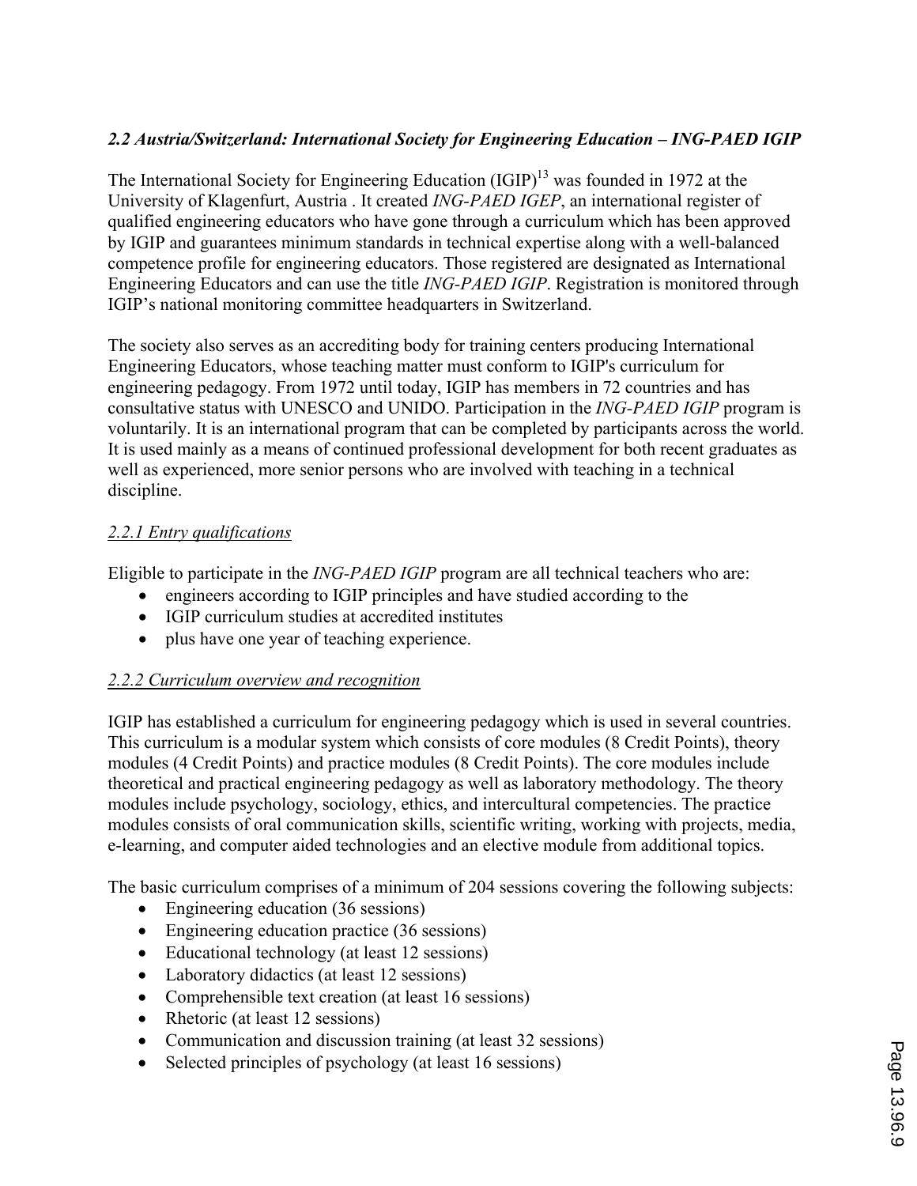### *2.2 Austria/Switzerland: International Society for Engineering Education – ING-PAED IGIP*

The International Society for Engineering Education (IGIP)[13] was founded in 1972 at the University of Klagenfurt, Austria . It created *ING-PAED IGEP*, an international register of qualified engineering educators who have gone through a curriculum which has been approved by IGIP and guarantees minimum standards in technical expertise along with a well-balanced competence profile for engineering educators. Those registered are designated as International Engineering Educators and can use the title *ING-PAED IGIP*. Registration is monitored through IGIP's national monitoring committee headquarters in Switzerland.

The society also serves as an accrediting body for training centers producing International Engineering Educators, whose teaching matter must conform to IGIP's curriculum for engineering pedagogy. From 1972 until today, IGIP has members in 72 countries and has consultative status with UNESCO and UNIDO. Participation in the *ING-PAED IGIP* program is voluntarily. It is an international program that can be completed by participants across the world. It is used mainly as a means of continued professional development for both recent graduates as well as experienced, more senior persons who are involved with teaching in a technical discipline.

#### 2.2.1 Entry qualifications

Eligible to participate in the *ING-PAED IGIP* program are all technical teachers who are:

- engineers according to IGIP principles and have studied according to the
- IGIP curriculum studies at accredited institutes
- plus have one year of teaching experience.

#### 2.2.2 Curriculum overview and recognition

IGIP has established a curriculum for engineering pedagogy which is used in several countries. This curriculum is a modular system which consists of core modules (8 Credit Points), theory modules (4 Credit Points) and practice modules (8 Credit Points). The core modules include theoretical and practical engineering pedagogy as well as laboratory methodology. The theory modules include psychology, sociology, ethics, and intercultural competencies. The practice modules consists of oral communication skills, scientific writing, working with projects, media, e-learning, and computer aided technologies and an elective module from additional topics.

The basic curriculum comprises of a minimum of 204 sessions covering the following subjects:

- Engineering education (36 sessions)
- Engineering education practice (36 sessions)
- Educational technology (at least 12 sessions)
- Laboratory didactics (at least 12 sessions)
- Comprehensible text creation (at least 16 sessions)
- Rhetoric (at least 12 sessions)
- Communication and discussion training (at least 32 sessions)
- Selected principles of psychology (at least 16 sessions)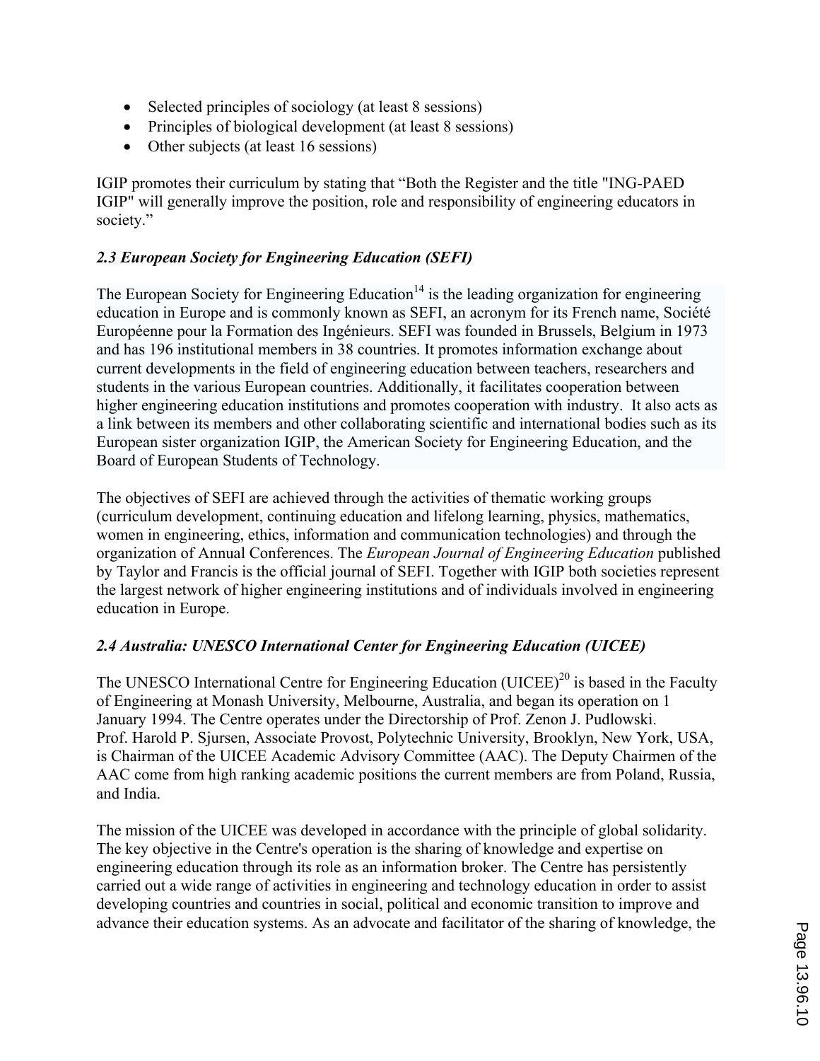- Selected principles of sociology (at least 8 sessions)
- Principles of biological development (at least 8 sessions)
- Other subjects (at least 16 sessions)

IGIP promotes their curriculum by stating that "Both the Register and the title "ING-PAED IGIP" will generally improve the position, role and responsibility of engineering educators in society."

### *2.3 European Society for Engineering Education (SEFI)*

The European Society for Engineering Education[14] is the leading organization for engineering education in Europe and is commonly known as SEFI, an acronym for its French name, Société Européenne pour la Formation des Ingénieurs. SEFI was founded in Brussels, Belgium in 1973 and has 196 institutional members in 38 countries. It promotes information exchange about current developments in the field of engineering education between teachers, researchers and students in the various European countries. Additionally, it facilitates cooperation between higher engineering education institutions and promotes cooperation with industry. It also acts as a link between its members and other collaborating scientific and international bodies such as its European sister organization IGIP, the American Society for Engineering Education, and the Board of European Students of Technology.

The objectives of SEFI are achieved through the activities of thematic working groups (curriculum development, continuing education and lifelong learning, physics, mathematics, women in engineering, ethics, information and communication technologies) and through the organization of Annual Conferences. The *European Journal of Engineering Education* published by Taylor and Francis is the official journal of SEFI. Together with IGIP both societies represent the largest network of higher engineering institutions and of individuals involved in engineering education in Europe.

### *2.4 Australia: UNESCO International Center for Engineering Education (UICEE)*

The UNESCO International Centre for Engineering Education (UICEE)[20] is based in the Faculty of Engineering at Monash University, Melbourne, Australia, and began its operation on 1 January 1994. The Centre operates under the Directorship of Prof. Zenon J. Pudlowski. Prof. Harold P. Sjursen, Associate Provost, Polytechnic University, Brooklyn, New York, USA, is Chairman of the UICEE Academic Advisory Committee (AAC). The Deputy Chairmen of the AAC come from high ranking academic positions the current members are from Poland, Russia, and India.

The mission of the UICEE was developed in accordance with the principle of global solidarity. The key objective in the Centre's operation is the sharing of knowledge and expertise on engineering education through its role as an information broker. The Centre has persistently carried out a wide range of activities in engineering and technology education in order to assist developing countries and countries in social, political and economic transition to improve and advance their education systems. As an advocate and facilitator of the sharing of knowledge, the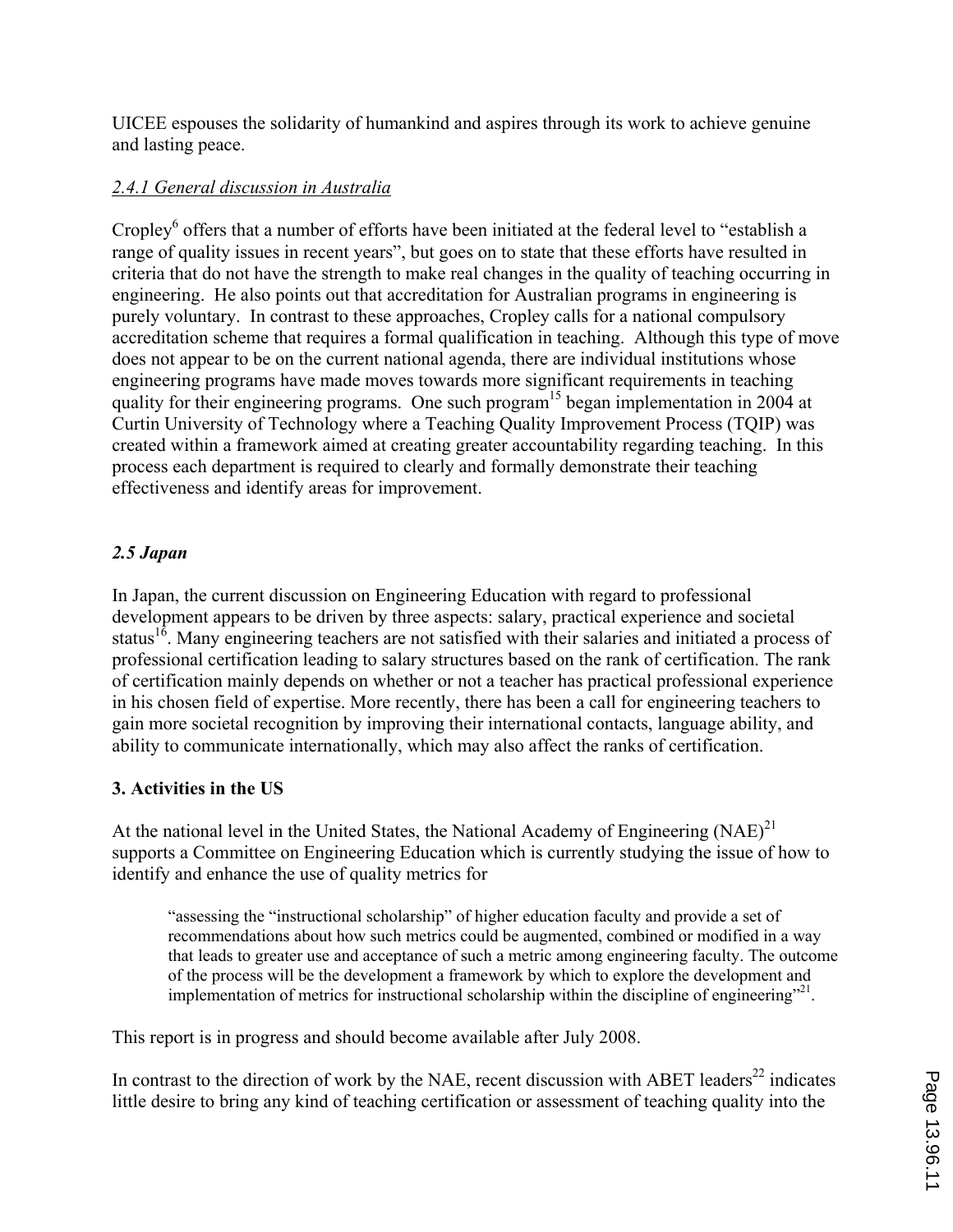UICEE espouses the solidarity of humankind and aspires through its work to achieve genuine and lasting peace.

*2.4.1 General discussion in Australia*

Cropley[6] offers that a number of efforts have been initiated at the federal level to "establish a range of quality issues in recent years", but goes on to state that these efforts have resulted in criteria that do not have the strength to make real changes in the quality of teaching occurring in engineering. He also points out that accreditation for Australian programs in engineering is purely voluntary. In contrast to these approaches, Cropley calls for a national compulsory accreditation scheme that requires a formal qualification in teaching. Although this type of move does not appear to be on the current national agenda, there are individual institutions whose engineering programs have made moves towards more significant requirements in teaching quality for their engineering programs. One such program[15] began implementation in 2004 at Curtin University of Technology where a Teaching Quality Improvement Process (TQIP) was created within a framework aimed at creating greater accountability regarding teaching. In this process each department is required to clearly and formally demonstrate their teaching effectiveness and identify areas for improvement.

### *2.5 Japan*

In Japan, the current discussion on Engineering Education with regard to professional development appears to be driven by three aspects: salary, practical experience and societal status[16]. Many engineering teachers are not satisfied with their salaries and initiated a process of professional certification leading to salary structures based on the rank of certification. The rank of certification mainly depends on whether or not a teacher has practical professional experience in his chosen field of expertise. More recently, there has been a call for engineering teachers to gain more societal recognition by improving their international contacts, language ability, and ability to communicate internationally, which may also affect the ranks of certification.

## 3. Activities in the US

At the national level in the United States, the National Academy of Engineering (NAE)[21] supports a Committee on Engineering Education which is currently studying the issue of how to identify and enhance the use of quality metrics for

> "assessing the "instructional scholarship" of higher education faculty and provide a set of recommendations about how such metrics could be augmented, combined or modified in a way that leads to greater use and acceptance of such a metric among engineering faculty. The outcome of the process will be the development a framework by which to explore the development and implementation of metrics for instructional scholarship within the discipline of engineering"[21].

This report is in progress and should become available after July 2008.

In contrast to the direction of work by the NAE, recent discussion with ABET leaders[22] indicates little desire to bring any kind of teaching certification or assessment of teaching quality into the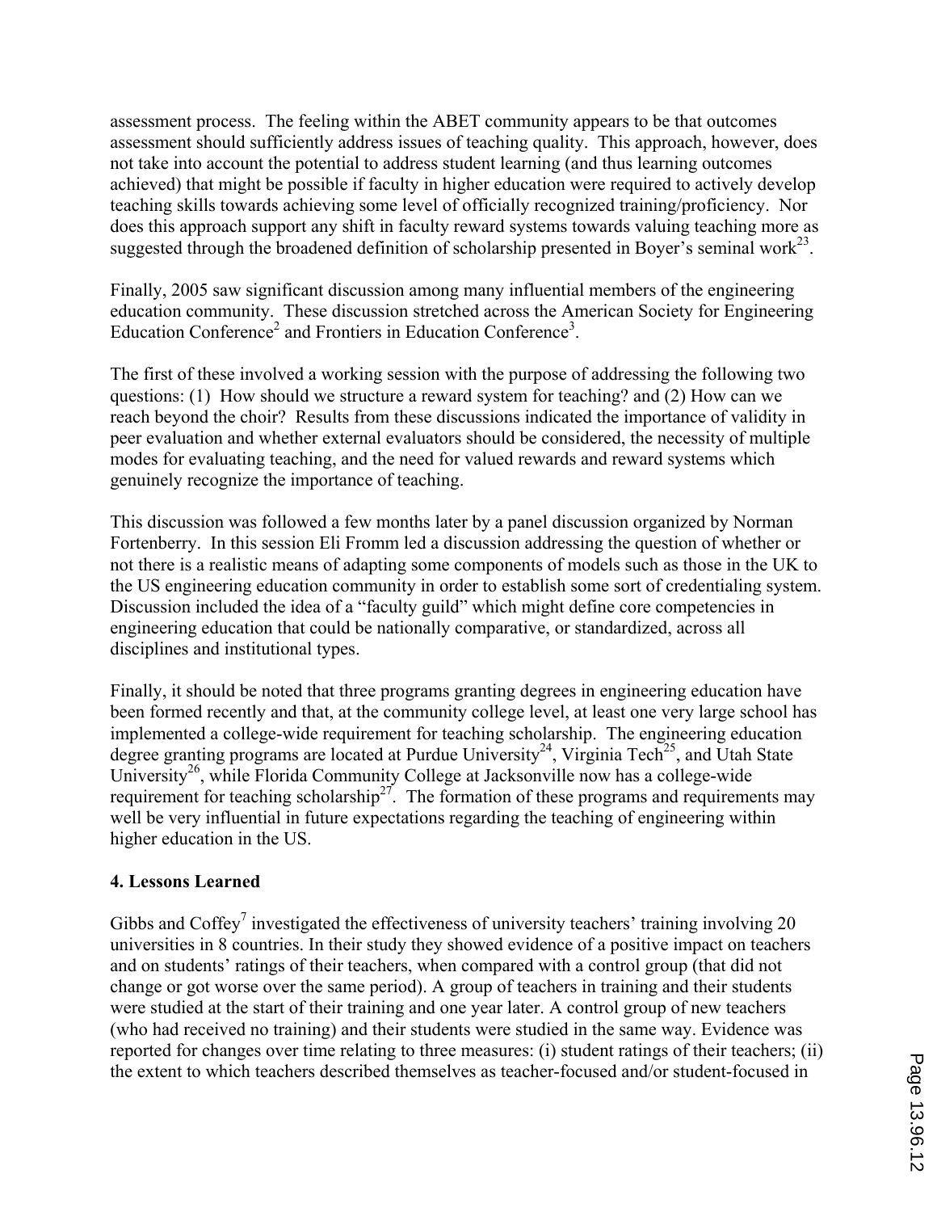assessment process. The feeling within the ABET community appears to be that outcomes assessment should sufficiently address issues of teaching quality. This approach, however, does not take into account the potential to address student learning (and thus learning outcomes achieved) that might be possible if faculty in higher education were required to actively develop teaching skills towards achieving some level of officially recognized training/proficiency. Nor does this approach support any shift in faculty reward systems towards valuing teaching more as suggested through the broadened definition of scholarship presented in Boyer's seminal work[23].

Finally, 2005 saw significant discussion among many influential members of the engineering education community. These discussion stretched across the American Society for Engineering Education Conference[2] and Frontiers in Education Conference[3].

The first of these involved a working session with the purpose of addressing the following two questions: (1) How should we structure a reward system for teaching? and (2) How can we reach beyond the choir? Results from these discussions indicated the importance of validity in peer evaluation and whether external evaluators should be considered, the necessity of multiple modes for evaluating teaching, and the need for valued rewards and reward systems which genuinely recognize the importance of teaching.

This discussion was followed a few months later by a panel discussion organized by Norman Fortenberry. In this session Eli Fromm led a discussion addressing the question of whether or not there is a realistic means of adapting some components of models such as those in the UK to the US engineering education community in order to establish some sort of credentialing system. Discussion included the idea of a "faculty guild" which might define core competencies in engineering education that could be nationally comparative, or standardized, across all disciplines and institutional types.

Finally, it should be noted that three programs granting degrees in engineering education have been formed recently and that, at the community college level, at least one very large school has implemented a college-wide requirement for teaching scholarship. The engineering education degree granting programs are located at Purdue University[24], Virginia Tech[25], and Utah State University[26], while Florida Community College at Jacksonville now has a college-wide requirement for teaching scholarship[27]. The formation of these programs and requirements may well be very influential in future expectations regarding the teaching of engineering within higher education in the US.

## 4. Lessons Learned

Gibbs and Coffey[7] investigated the effectiveness of university teachers' training involving 20 universities in 8 countries. In their study they showed evidence of a positive impact on teachers and on students' ratings of their teachers, when compared with a control group (that did not change or got worse over the same period). A group of teachers in training and their students were studied at the start of their training and one year later. A control group of new teachers (who had received no training) and their students were studied in the same way. Evidence was reported for changes over time relating to three measures: (i) student ratings of their teachers; (ii) the extent to which teachers described themselves as teacher-focused and/or student-focused in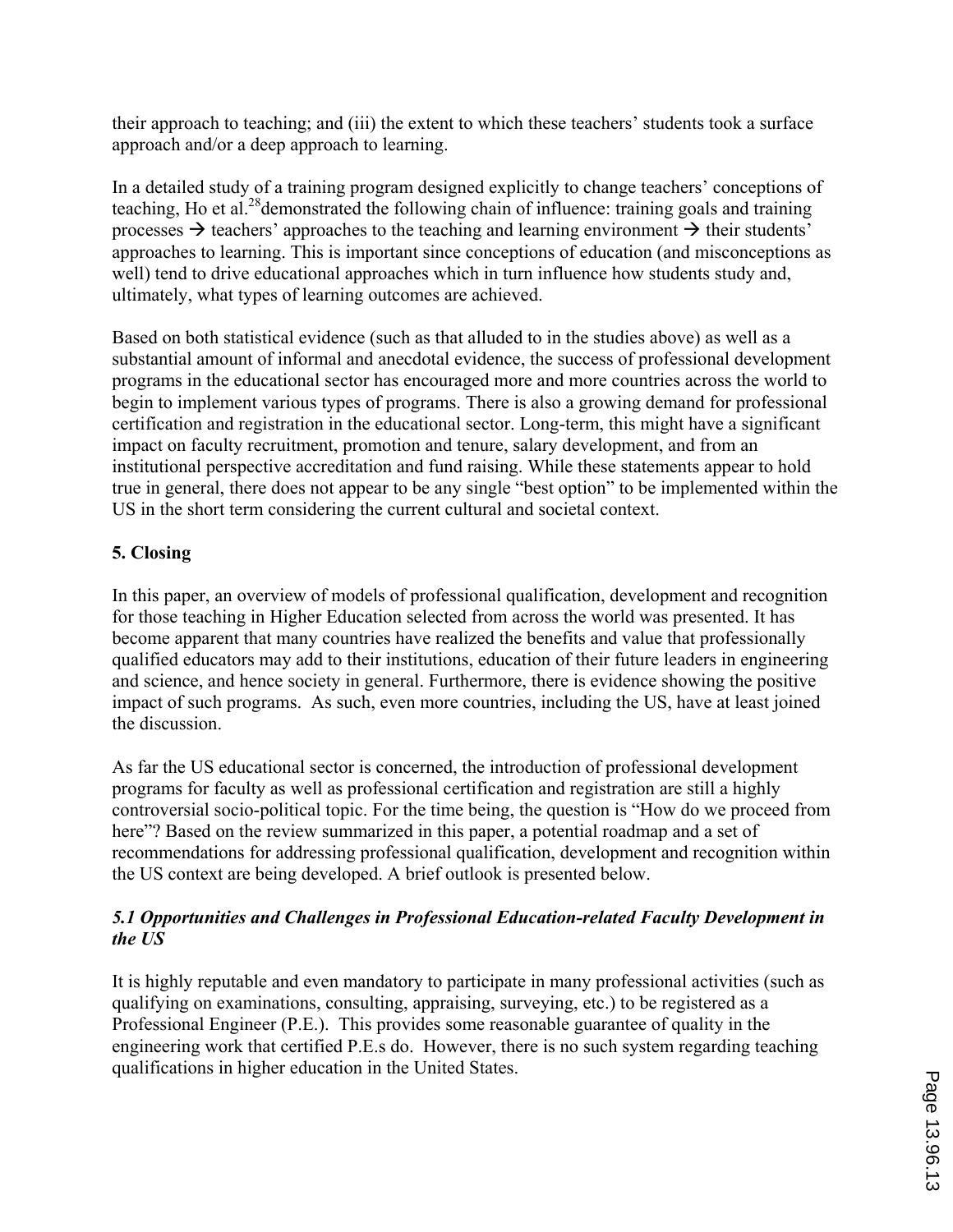their approach to teaching; and (iii) the extent to which these teachers' students took a surface approach and/or a deep approach to learning.

In a detailed study of a training program designed explicitly to change teachers' conceptions of teaching, Ho et al.[28] demonstrated the following chain of influence: training goals and training processes → teachers' approaches to the teaching and learning environment → their students' approaches to learning. This is important since conceptions of education (and misconceptions as well) tend to drive educational approaches which in turn influence how students study and, ultimately, what types of learning outcomes are achieved.

Based on both statistical evidence (such as that alluded to in the studies above) as well as a substantial amount of informal and anecdotal evidence, the success of professional development programs in the educational sector has encouraged more and more countries across the world to begin to implement various types of programs. There is also a growing demand for professional certification and registration in the educational sector. Long-term, this might have a significant impact on faculty recruitment, promotion and tenure, salary development, and from an institutional perspective accreditation and fund raising. While these statements appear to hold true in general, there does not appear to be any single "best option" to be implemented within the US in the short term considering the current cultural and societal context.

## 5. Closing

In this paper, an overview of models of professional qualification, development and recognition for those teaching in Higher Education selected from across the world was presented. It has become apparent that many countries have realized the benefits and value that professionally qualified educators may add to their institutions, education of their future leaders in engineering and science, and hence society in general. Furthermore, there is evidence showing the positive impact of such programs. As such, even more countries, including the US, have at least joined the discussion.

As far the US educational sector is concerned, the introduction of professional development programs for faculty as well as professional certification and registration are still a highly controversial socio-political topic. For the time being, the question is "How do we proceed from here"? Based on the review summarized in this paper, a potential roadmap and a set of recommendations for addressing professional qualification, development and recognition within the US context are being developed. A brief outlook is presented below.

### *5.1 Opportunities and Challenges in Professional Education-related Faculty Development in the US*

It is highly reputable and even mandatory to participate in many professional activities (such as qualifying on examinations, consulting, appraising, surveying, etc.) to be registered as a Professional Engineer (P.E.). This provides some reasonable guarantee of quality in the engineering work that certified P.E.s do. However, there is no such system regarding teaching qualifications in higher education in the United States.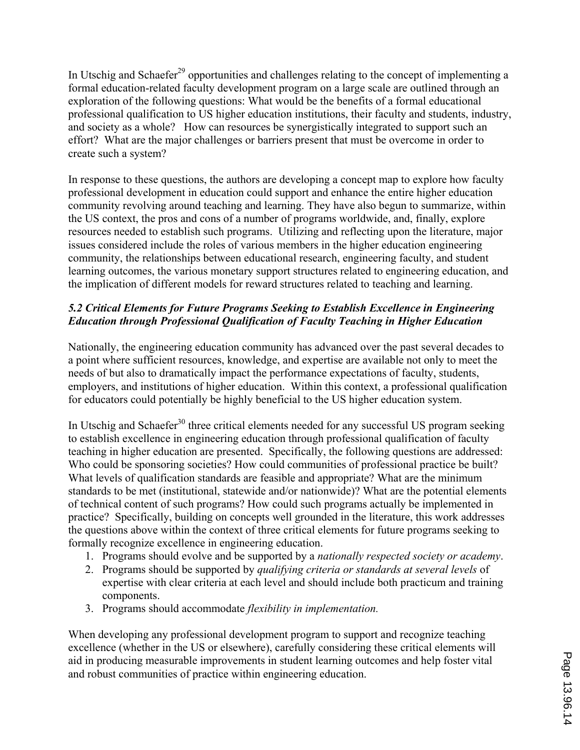In Utschig and Schaefer[29] opportunities and challenges relating to the concept of implementing a formal education-related faculty development program on a large scale are outlined through an exploration of the following questions: What would be the benefits of a formal educational professional qualification to US higher education institutions, their faculty and students, industry, and society as a whole? How can resources be synergistically integrated to support such an effort? What are the major challenges or barriers present that must be overcome in order to create such a system?

In response to these questions, the authors are developing a concept map to explore how faculty professional development in education could support and enhance the entire higher education community revolving around teaching and learning. They have also begun to summarize, within the US context, the pros and cons of a number of programs worldwide, and, finally, explore resources needed to establish such programs. Utilizing and reflecting upon the literature, major issues considered include the roles of various members in the higher education engineering community, the relationships between educational research, engineering faculty, and student learning outcomes, the various monetary support structures related to engineering education, and the implication of different models for reward structures related to teaching and learning.

### *5.2 Critical Elements for Future Programs Seeking to Establish Excellence in Engineering Education through Professional Qualification of Faculty Teaching in Higher Education*

Nationally, the engineering education community has advanced over the past several decades to a point where sufficient resources, knowledge, and expertise are available not only to meet the needs of but also to dramatically impact the performance expectations of faculty, students, employers, and institutions of higher education. Within this context, a professional qualification for educators could potentially be highly beneficial to the US higher education system.

In Utschig and Schaefer[30] three critical elements needed for any successful US program seeking to establish excellence in engineering education through professional qualification of faculty teaching in higher education are presented. Specifically, the following questions are addressed: Who could be sponsoring societies? How could communities of professional practice be built? What levels of qualification standards are feasible and appropriate? What are the minimum standards to be met (institutional, statewide and/or nationwide)? What are the potential elements of technical content of such programs? How could such programs actually be implemented in practice? Specifically, building on concepts well grounded in the literature, this work addresses the questions above within the context of three critical elements for future programs seeking to formally recognize excellence in engineering education.

1. Programs should evolve and be supported by a *nationally respected society or academy*.
2. Programs should be supported by *qualifying criteria or standards at several levels* of expertise with clear criteria at each level and should include both practicum and training components.
3. Programs should accommodate *flexibility in implementation.*

When developing any professional development program to support and recognize teaching excellence (whether in the US or elsewhere), carefully considering these critical elements will aid in producing measurable improvements in student learning outcomes and help foster vital and robust communities of practice within engineering education.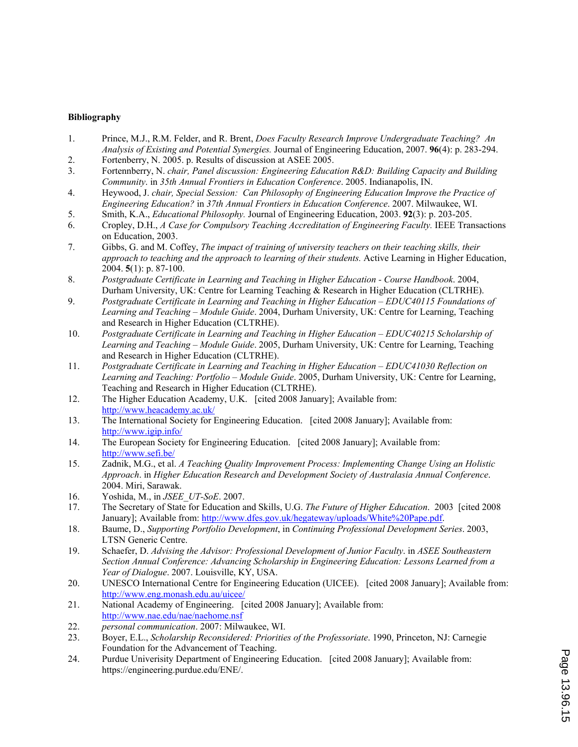**Bibliography**

1. Prince, M.J., R.M. Felder, and R. Brent, *Does Faculty Research Improve Undergraduate Teaching? An Analysis of Existing and Potential Synergies.* Journal of Engineering Education, 2007. **96**(4): p. 283-294.
2. Fortenberry, N. 2005. p. Results of discussion at ASEE 2005.
3. Fortennberry, N. *chair, Panel discussion: Engineering Education R&D: Building Capacity and Building Community*. in *35th Annual Frontiers in Education Conference*. 2005. Indianapolis, IN.
4. Heywood, J. *chair, Special Session: Can Philosophy of Engineering Education Improve the Practice of Engineering Education?* in *37th Annual Frontiers in Education Conference*. 2007. Milwaukee, WI.
5. Smith, K.A., *Educational Philosophy.* Journal of Engineering Education, 2003. **92**(3): p. 203-205.
6. Cropley, D.H., *A Case for Compulsory Teaching Accreditation of Engineering Faculty.* IEEE Transactions on Education, 2003.
7. Gibbs, G. and M. Coffey, *The impact of training of university teachers on their teaching skills, their approach to teaching and the approach to learning of their students.* Active Learning in Higher Education, 2004. **5**(1): p. 87-100.
8. *Postgraduate Certificate in Learning and Teaching in Higher Education - Course Handbook*. 2004, Durham University, UK: Centre for Learning Teaching & Research in Higher Education (CLTRHE).
9. *Postgraduate Certificate in Learning and Teaching in Higher Education – EDUC40115 Foundations of Learning and Teaching – Module Guide*. 2004, Durham University, UK: Centre for Learning, Teaching and Research in Higher Education (CLTRHE).
10. *Postgraduate Certificate in Learning and Teaching in Higher Education – EDUC40215 Scholarship of Learning and Teaching – Module Guide*. 2005, Durham University, UK: Centre for Learning, Teaching and Research in Higher Education (CLTRHE).
11. *Postgraduate Certificate in Learning and Teaching in Higher Education – EDUC41030 Reflection on Learning and Teaching: Portfolio – Module Guide*. 2005, Durham University, UK: Centre for Learning, Teaching and Research in Higher Education (CLTRHE).
12. The Higher Education Academy, U.K. [cited 2008 January]; Available from: http://www.heacademy.ac.uk/
13. The International Society for Engineering Education. [cited 2008 January]; Available from: http://www.igip.info/
14. The European Society for Engineering Education. [cited 2008 January]; Available from: http://www.sefi.be/
15. Zadnik, M.G., et al. *A Teaching Quality Improvement Process: Implementing Change Using an Holistic Approach*. in *Higher Education Research and Development Society of Australasia Annual Conference*. 2004. Miri, Sarawak.
16. Yoshida, M., in *JSEE_UT-SoE*. 2007.
17. The Secretary of State for Education and Skills, U.G. *The Future of Higher Education*. 2003 [cited 2008 January]; Available from: http://www.dfes.gov.uk/hegateway/uploads/White%20Pape.pdf.
18. Baume, D., *Supporting Portfolio Development*, in *Continuing Professional Development Series*. 2003, LTSN Generic Centre.
19. Schaefer, D. *Advising the Advisor: Professional Development of Junior Faculty*. in *ASEE Southeastern Section Annual Conference: Advancing Scholarship in Engineering Education: Lessons Learned from a Year of Dialogue*. 2007. Louisville, KY, USA.
20. UNESCO International Centre for Engineering Education (UICEE). [cited 2008 January]; Available from: http://www.eng.monash.edu.au/uicee/
21. National Academy of Engineering. [cited 2008 January]; Available from: http://www.nae.edu/nae/naehome.nsf
22. *personal communication*. 2007: Milwaukee, WI.
23. Boyer, E.L., *Scholarship Reconsidered: Priorities of the Professoriate*. 1990, Princeton, NJ: Carnegie Foundation for the Advancement of Teaching.
24. Purdue Univerisity Department of Engineering Education. [cited 2008 January]; Available from: https://engineering.purdue.edu/ENE/.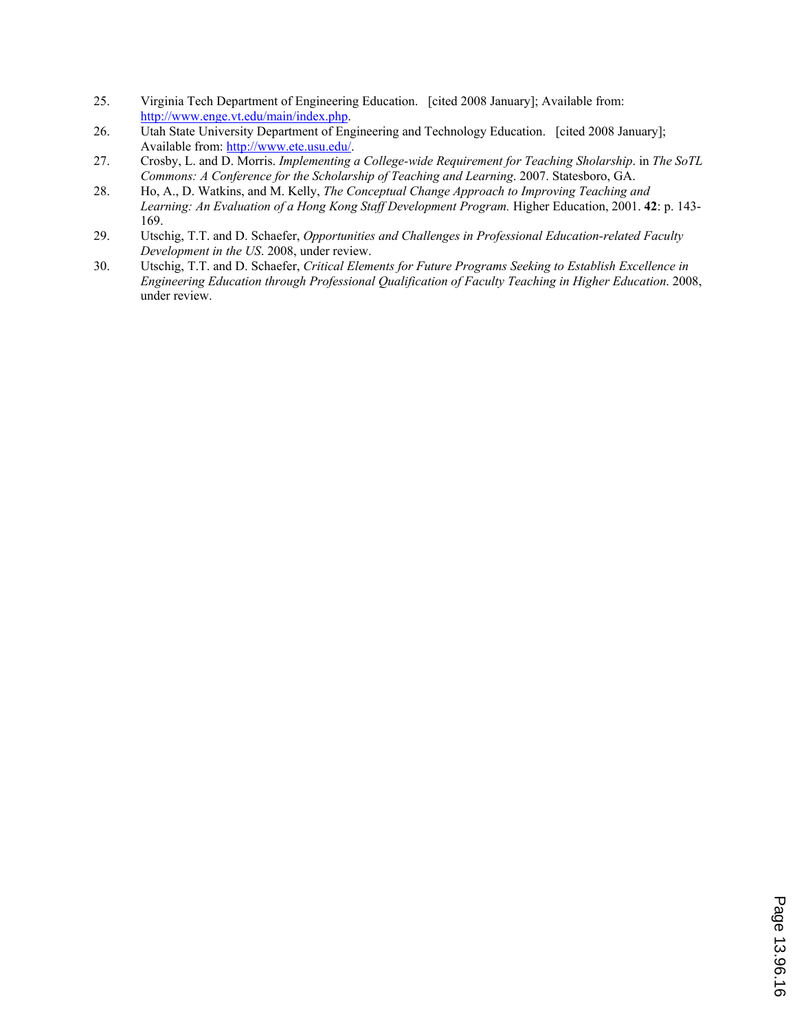25. Virginia Tech Department of Engineering Education. [cited 2008 January]; Available from: http://www.enge.vt.edu/main/index.php.
26. Utah State University Department of Engineering and Technology Education. [cited 2008 January]; Available from: http://www.ete.usu.edu/.
27. Crosby, L. and D. Morris. *Implementing a College-wide Requirement for Teaching Sholarship*. in *The SoTL Commons: A Conference for the Scholarship of Teaching and Learning*. 2007. Statesboro, GA.
28. Ho, A., D. Watkins, and M. Kelly, *The Conceptual Change Approach to Improving Teaching and Learning: An Evaluation of a Hong Kong Staff Development Program.* Higher Education, 2001. **42**: p. 143-169.
29. Utschig, T.T. and D. Schaefer, *Opportunities and Challenges in Professional Education-related Faculty Development in the US*. 2008, under review.
30. Utschig, T.T. and D. Schaefer, *Critical Elements for Future Programs Seeking to Establish Excellence in Engineering Education through Professional Qualification of Faculty Teaching in Higher Education*. 2008, under review.